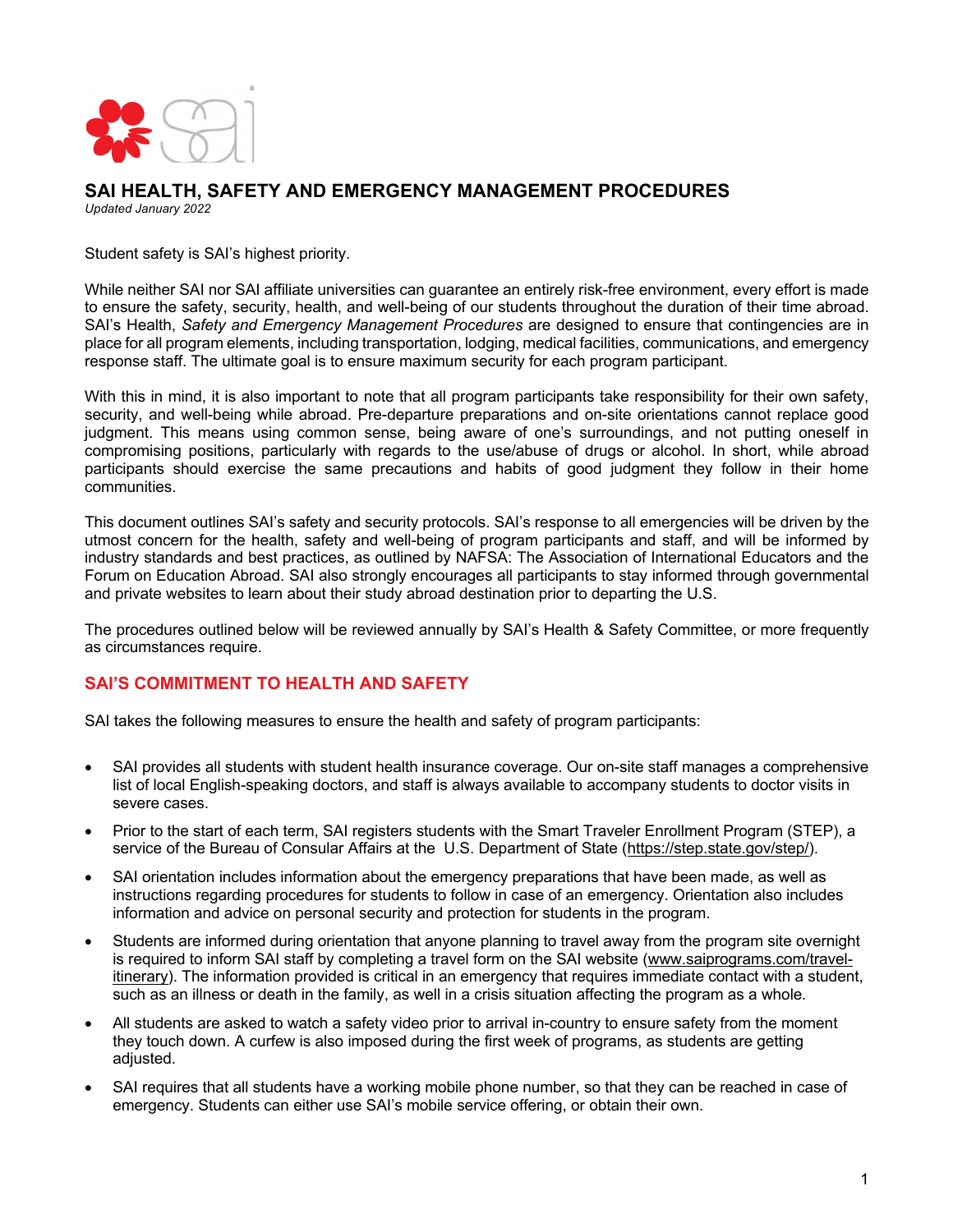# SAI HEALTH, SAFETY AND EMERGENCY MANAGEMENT PROCEDURES

*Updated January 2022*

Student safety is SAI's highest priority.

While neither SAI nor SAI affiliate universities can guarantee an entirely risk-free environment, every effort is made to ensure the safety, security, health, and well-being of our students throughout the duration of their time abroad. SAI's Health, *Safety and Emergency Management Procedures* are designed to ensure that contingencies are in place for all program elements, including transportation, lodging, medical facilities, communications, and emergency response staff. The ultimate goal is to ensure maximum security for each program participant.

With this in mind, it is also important to note that all program participants take responsibility for their own safety, security, and well-being while abroad. Pre-departure preparations and on-site orientations cannot replace good judgment. This means using common sense, being aware of one's surroundings, and not putting oneself in compromising positions, particularly with regards to the use/abuse of drugs or alcohol. In short, while abroad participants should exercise the same precautions and habits of good judgment they follow in their home communities.

This document outlines SAI's safety and security protocols. SAI's response to all emergencies will be driven by the utmost concern for the health, safety and well-being of program participants and staff, and will be informed by industry standards and best practices, as outlined by NAFSA: The Association of International Educators and the Forum on Education Abroad. SAI also strongly encourages all participants to stay informed through governmental and private websites to learn about their study abroad destination prior to departing the U.S.

The procedures outlined below will be reviewed annually by SAI's Health & Safety Committee, or more frequently as circumstances require.

## SAI'S COMMITMENT TO HEALTH AND SAFETY

SAI takes the following measures to ensure the health and safety of program participants:

- SAI provides all students with student health insurance coverage. Our on-site staff manages a comprehensive list of local English-speaking doctors, and staff is always available to accompany students to doctor visits in severe cases.
- Prior to the start of each term, SAI registers students with the Smart Traveler Enrollment Program (STEP), a service of the Bureau of Consular Affairs at the U.S. Department of State (https://step.state.gov/step/).
- SAI orientation includes information about the emergency preparations that have been made, as well as instructions regarding procedures for students to follow in case of an emergency. Orientation also includes information and advice on personal security and protection for students in the program.
- Students are informed during orientation that anyone planning to travel away from the program site overnight is required to inform SAI staff by completing a travel form on the SAI website (www.saiprograms.com/travel-itinerary). The information provided is critical in an emergency that requires immediate contact with a student, such as an illness or death in the family, as well in a crisis situation affecting the program as a whole.
- All students are asked to watch a safety video prior to arrival in-country to ensure safety from the moment they touch down. A curfew is also imposed during the first week of programs, as students are getting adjusted.
- SAI requires that all students have a working mobile phone number, so that they can be reached in case of emergency. Students can either use SAI's mobile service offering, or obtain their own.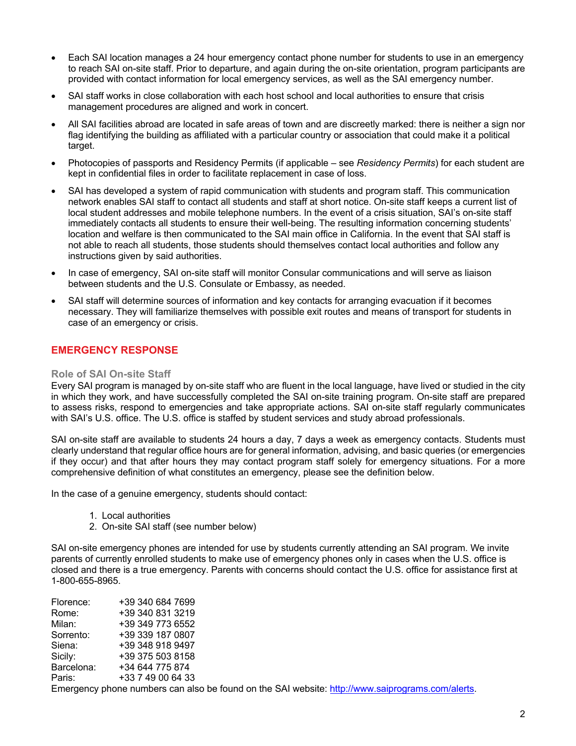- Each SAI location manages a 24 hour emergency contact phone number for students to use in an emergency to reach SAI on-site staff. Prior to departure, and again during the on-site orientation, program participants are provided with contact information for local emergency services, as well as the SAI emergency number.
- SAI staff works in close collaboration with each host school and local authorities to ensure that crisis management procedures are aligned and work in concert.
- All SAI facilities abroad are located in safe areas of town and are discreetly marked: there is neither a sign nor flag identifying the building as affiliated with a particular country or association that could make it a political target.
- Photocopies of passports and Residency Permits (if applicable – see *Residency Permits*) for each student are kept in confidential files in order to facilitate replacement in case of loss.
- SAI has developed a system of rapid communication with students and program staff. This communication network enables SAI staff to contact all students and staff at short notice. On-site staff keeps a current list of local student addresses and mobile telephone numbers. In the event of a crisis situation, SAI's on-site staff immediately contacts all students to ensure their well-being. The resulting information concerning students' location and welfare is then communicated to the SAI main office in California. In the event that SAI staff is not able to reach all students, those students should themselves contact local authorities and follow any instructions given by said authorities.
- In case of emergency, SAI on-site staff will monitor Consular communications and will serve as liaison between students and the U.S. Consulate or Embassy, as needed.
- SAI staff will determine sources of information and key contacts for arranging evacuation if it becomes necessary. They will familiarize themselves with possible exit routes and means of transport for students in case of an emergency or crisis.

## EMERGENCY RESPONSE

### Role of SAI On-site Staff

Every SAI program is managed by on-site staff who are fluent in the local language, have lived or studied in the city in which they work, and have successfully completed the SAI on-site training program. On-site staff are prepared to assess risks, respond to emergencies and take appropriate actions. SAI on-site staff regularly communicates with SAI's U.S. office. The U.S. office is staffed by student services and study abroad professionals.

SAI on-site staff are available to students 24 hours a day, 7 days a week as emergency contacts. Students must clearly understand that regular office hours are for general information, advising, and basic queries (or emergencies if they occur) and that after hours they may contact program staff solely for emergency situations. For a more comprehensive definition of what constitutes an emergency, please see the definition below.

In the case of a genuine emergency, students should contact:

1. Local authorities
2. On-site SAI staff (see number below)

SAI on-site emergency phones are intended for use by students currently attending an SAI program. We invite parents of currently enrolled students to make use of emergency phones only in cases when the U.S. office is closed and there is a true emergency. Parents with concerns should contact the U.S. office for assistance first at 1-800-655-8965.

| | |
|---|---|
| Florence: | +39 340 684 7699 |
| Rome: | +39 340 831 3219 |
| Milan: | +39 349 773 6552 |
| Sorrento: | +39 339 187 0807 |
| Siena: | +39 348 918 9497 |
| Sicily: | +39 375 503 8158 |
| Barcelona: | +34 644 775 874 |
| Paris: | +33 7 49 00 64 33 |

Emergency phone numbers can also be found on the SAI website: [http://www.saiprograms.com/alerts](http://www.saiprograms.com/alerts).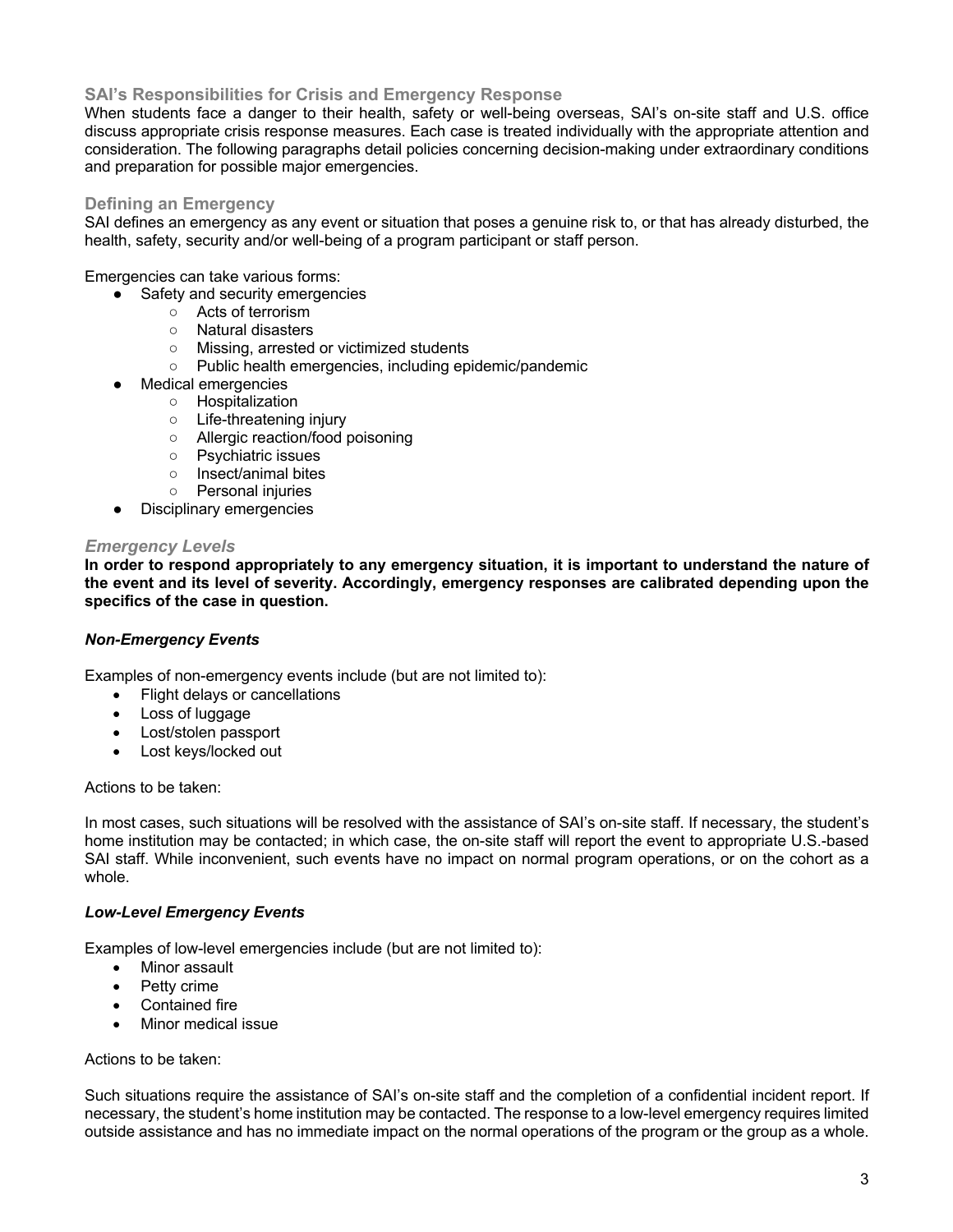## SAI's Responsibilities for Crisis and Emergency Response

When students face a danger to their health, safety or well-being overseas, SAI's on-site staff and U.S. office discuss appropriate crisis response measures. Each case is treated individually with the appropriate attention and consideration. The following paragraphs detail policies concerning decision-making under extraordinary conditions and preparation for possible major emergencies.

## Defining an Emergency

SAI defines an emergency as any event or situation that poses a genuine risk to, or that has already disturbed, the health, safety, security and/or well-being of a program participant or staff person.

Emergencies can take various forms:

- Safety and security emergencies
  - Acts of terrorism
  - Natural disasters
  - Missing, arrested or victimized students
  - Public health emergencies, including epidemic/pandemic
- Medical emergencies
  - Hospitalization
  - Life-threatening injury
  - Allergic reaction/food poisoning
  - Psychiatric issues
  - Insect/animal bites
  - Personal injuries
- Disciplinary emergencies

### *Emergency Levels*

**In order to respond appropriately to any emergency situation, it is important to understand the nature of the event and its level of severity. Accordingly, emergency responses are calibrated depending upon the specifics of the case in question.**

#### ***Non-Emergency Events***

Examples of non-emergency events include (but are not limited to):

- Flight delays or cancellations
- Loss of luggage
- Lost/stolen passport
- Lost keys/locked out

Actions to be taken:

In most cases, such situations will be resolved with the assistance of SAI's on-site staff. If necessary, the student's home institution may be contacted; in which case, the on-site staff will report the event to appropriate U.S.-based SAI staff. While inconvenient, such events have no impact on normal program operations, or on the cohort as a whole.

#### ***Low-Level Emergency Events***

Examples of low-level emergencies include (but are not limited to):

- Minor assault
- Petty crime
- Contained fire
- Minor medical issue

Actions to be taken:

Such situations require the assistance of SAI's on-site staff and the completion of a confidential incident report. If necessary, the student's home institution may be contacted. The response to a low-level emergency requires limited outside assistance and has no immediate impact on the normal operations of the program or the group as a whole.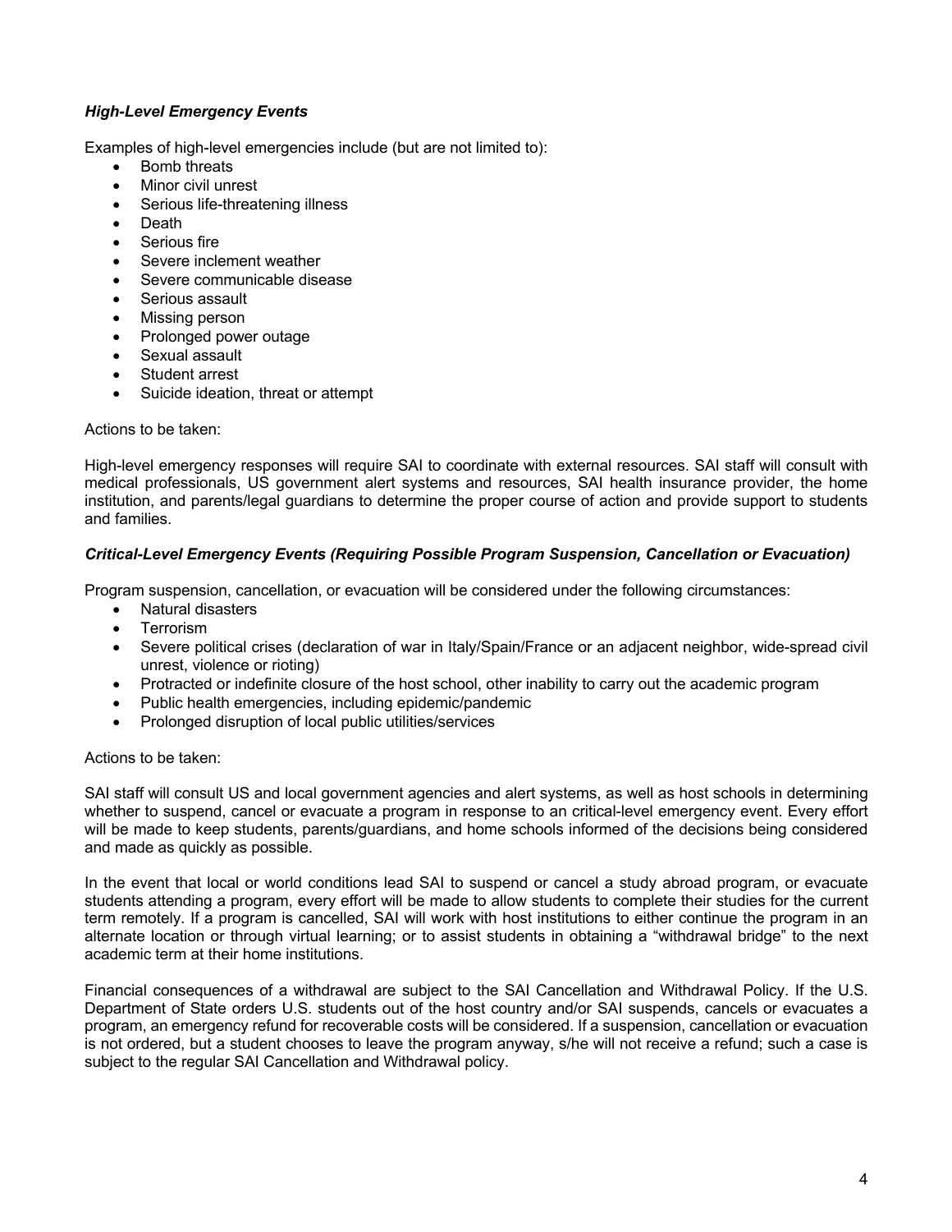### *High-Level Emergency Events*

Examples of high-level emergencies include (but are not limited to):

- Bomb threats
- Minor civil unrest
- Serious life-threatening illness
- Death
- Serious fire
- Severe inclement weather
- Severe communicable disease
- Serious assault
- Missing person
- Prolonged power outage
- Sexual assault
- Student arrest
- Suicide ideation, threat or attempt

Actions to be taken:

High-level emergency responses will require SAI to coordinate with external resources. SAI staff will consult with medical professionals, US government alert systems and resources, SAI health insurance provider, the home institution, and parents/legal guardians to determine the proper course of action and provide support to students and families.

### *Critical-Level Emergency Events (Requiring Possible Program Suspension, Cancellation or Evacuation)*

Program suspension, cancellation, or evacuation will be considered under the following circumstances:

- Natural disasters
- Terrorism
- Severe political crises (declaration of war in Italy/Spain/France or an adjacent neighbor, wide-spread civil unrest, violence or rioting)
- Protracted or indefinite closure of the host school, other inability to carry out the academic program
- Public health emergencies, including epidemic/pandemic
- Prolonged disruption of local public utilities/services

Actions to be taken:

SAI staff will consult US and local government agencies and alert systems, as well as host schools in determining whether to suspend, cancel or evacuate a program in response to an critical-level emergency event. Every effort will be made to keep students, parents/guardians, and home schools informed of the decisions being considered and made as quickly as possible.

In the event that local or world conditions lead SAI to suspend or cancel a study abroad program, or evacuate students attending a program, every effort will be made to allow students to complete their studies for the current term remotely. If a program is cancelled, SAI will work with host institutions to either continue the program in an alternate location or through virtual learning; or to assist students in obtaining a "withdrawal bridge" to the next academic term at their home institutions.

Financial consequences of a withdrawal are subject to the SAI Cancellation and Withdrawal Policy. If the U.S. Department of State orders U.S. students out of the host country and/or SAI suspends, cancels or evacuates a program, an emergency refund for recoverable costs will be considered. If a suspension, cancellation or evacuation is not ordered, but a student chooses to leave the program anyway, s/he will not receive a refund; such a case is subject to the regular SAI Cancellation and Withdrawal policy.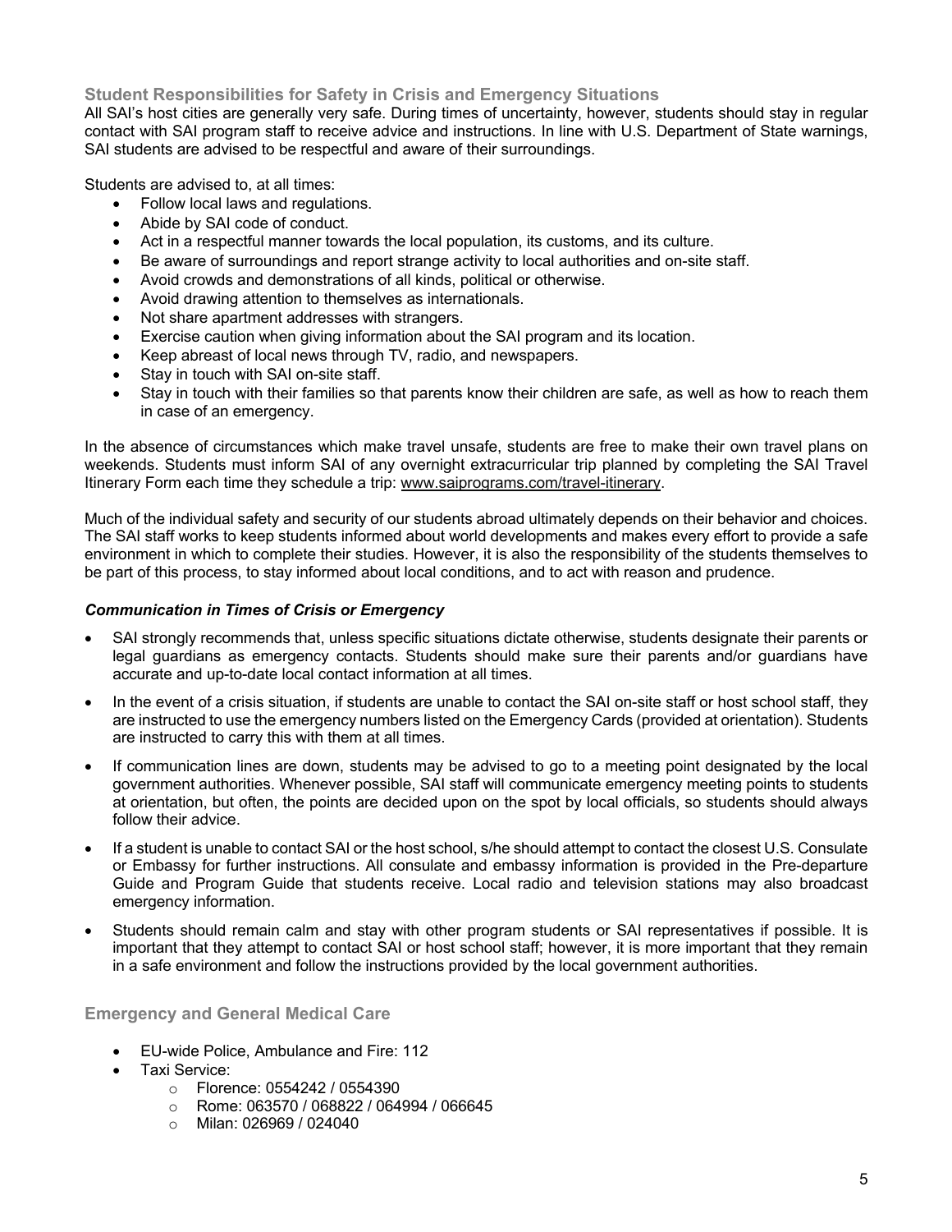## Student Responsibilities for Safety in Crisis and Emergency Situations

All SAI's host cities are generally very safe. During times of uncertainty, however, students should stay in regular contact with SAI program staff to receive advice and instructions. In line with U.S. Department of State warnings, SAI students are advised to be respectful and aware of their surroundings.

Students are advised to, at all times:

- Follow local laws and regulations.
- Abide by SAI code of conduct.
- Act in a respectful manner towards the local population, its customs, and its culture.
- Be aware of surroundings and report strange activity to local authorities and on-site staff.
- Avoid crowds and demonstrations of all kinds, political or otherwise.
- Avoid drawing attention to themselves as internationals.
- Not share apartment addresses with strangers.
- Exercise caution when giving information about the SAI program and its location.
- Keep abreast of local news through TV, radio, and newspapers.
- Stay in touch with SAI on-site staff.
- Stay in touch with their families so that parents know their children are safe, as well as how to reach them in case of an emergency.

In the absence of circumstances which make travel unsafe, students are free to make their own travel plans on weekends. Students must inform SAI of any overnight extracurricular trip planned by completing the SAI Travel Itinerary Form each time they schedule a trip: www.saiprograms.com/travel-itinerary.

Much of the individual safety and security of our students abroad ultimately depends on their behavior and choices. The SAI staff works to keep students informed about world developments and makes every effort to provide a safe environment in which to complete their studies. However, it is also the responsibility of the students themselves to be part of this process, to stay informed about local conditions, and to act with reason and prudence.

### *Communication in Times of Crisis or Emergency*

- SAI strongly recommends that, unless specific situations dictate otherwise, students designate their parents or legal guardians as emergency contacts. Students should make sure their parents and/or guardians have accurate and up-to-date local contact information at all times.
- In the event of a crisis situation, if students are unable to contact the SAI on-site staff or host school staff, they are instructed to use the emergency numbers listed on the Emergency Cards (provided at orientation). Students are instructed to carry this with them at all times.
- If communication lines are down, students may be advised to go to a meeting point designated by the local government authorities. Whenever possible, SAI staff will communicate emergency meeting points to students at orientation, but often, the points are decided upon on the spot by local officials, so students should always follow their advice.
- If a student is unable to contact SAI or the host school, s/he should attempt to contact the closest U.S. Consulate or Embassy for further instructions. All consulate and embassy information is provided in the Pre-departure Guide and Program Guide that students receive. Local radio and television stations may also broadcast emergency information.
- Students should remain calm and stay with other program students or SAI representatives if possible. It is important that they attempt to contact SAI or host school staff; however, it is more important that they remain in a safe environment and follow the instructions provided by the local government authorities.

## Emergency and General Medical Care

- EU-wide Police, Ambulance and Fire: 112
- Taxi Service:
  - Florence: 0554242 / 0554390
  - Rome: 063570 / 068822 / 064994 / 066645
  - Milan: 026969 / 024040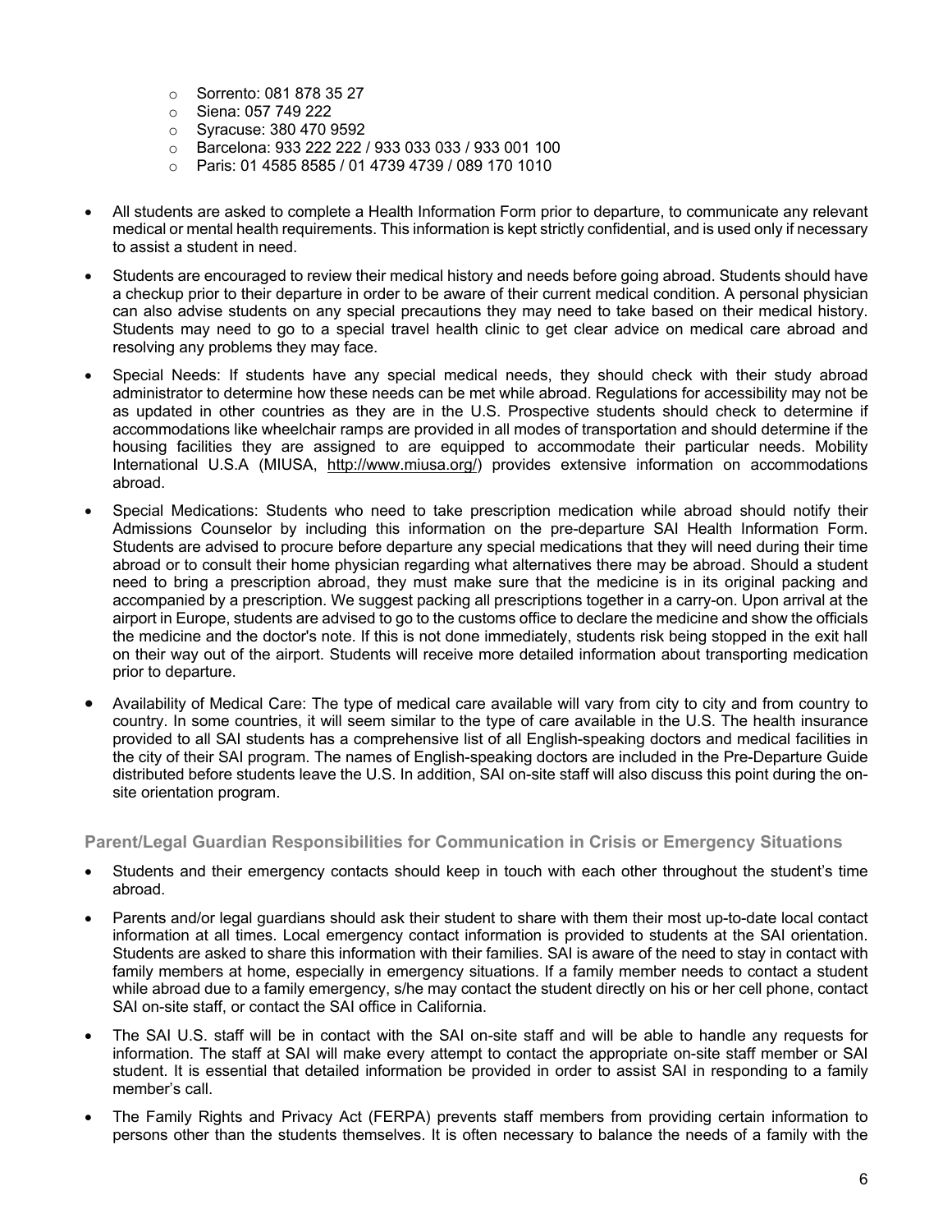- Sorrento: 081 878 35 27
  - Siena: 057 749 222
  - Syracuse: 380 470 9592
  - Barcelona: 933 222 222 / 933 033 033 / 933 001 100
  - Paris: 01 4585 8585 / 01 4739 4739 / 089 170 1010

- All students are asked to complete a Health Information Form prior to departure, to communicate any relevant medical or mental health requirements. This information is kept strictly confidential, and is used only if necessary to assist a student in need.
- Students are encouraged to review their medical history and needs before going abroad. Students should have a checkup prior to their departure in order to be aware of their current medical condition. A personal physician can also advise students on any special precautions they may need to take based on their medical history. Students may need to go to a special travel health clinic to get clear advice on medical care abroad and resolving any problems they may face.
- Special Needs: If students have any special medical needs, they should check with their study abroad administrator to determine how these needs can be met while abroad. Regulations for accessibility may not be as updated in other countries as they are in the U.S. Prospective students should check to determine if accommodations like wheelchair ramps are provided in all modes of transportation and should determine if the housing facilities they are assigned to are equipped to accommodate their particular needs. Mobility International U.S.A (MIUSA, http://www.miusa.org/) provides extensive information on accommodations abroad.
- Special Medications: Students who need to take prescription medication while abroad should notify their Admissions Counselor by including this information on the pre-departure SAI Health Information Form. Students are advised to procure before departure any special medications that they will need during their time abroad or to consult their home physician regarding what alternatives there may be abroad. Should a student need to bring a prescription abroad, they must make sure that the medicine is in its original packing and accompanied by a prescription. We suggest packing all prescriptions together in a carry-on. Upon arrival at the airport in Europe, students are advised to go to the customs office to declare the medicine and show the officials the medicine and the doctor's note. If this is not done immediately, students risk being stopped in the exit hall on their way out of the airport. Students will receive more detailed information about transporting medication prior to departure.
- Availability of Medical Care: The type of medical care available will vary from city to city and from country to country. In some countries, it will seem similar to the type of care available in the U.S. The health insurance provided to all SAI students has a comprehensive list of all English-speaking doctors and medical facilities in the city of their SAI program. The names of English-speaking doctors are included in the Pre-Departure Guide distributed before students leave the U.S. In addition, SAI on-site staff will also discuss this point during the on-site orientation program.

### Parent/Legal Guardian Responsibilities for Communication in Crisis or Emergency Situations

- Students and their emergency contacts should keep in touch with each other throughout the student's time abroad.
- Parents and/or legal guardians should ask their student to share with them their most up-to-date local contact information at all times. Local emergency contact information is provided to students at the SAI orientation. Students are asked to share this information with their families. SAI is aware of the need to stay in contact with family members at home, especially in emergency situations. If a family member needs to contact a student while abroad due to a family emergency, s/he may contact the student directly on his or her cell phone, contact SAI on-site staff, or contact the SAI office in California.
- The SAI U.S. staff will be in contact with the SAI on-site staff and will be able to handle any requests for information. The staff at SAI will make every attempt to contact the appropriate on-site staff member or SAI student. It is essential that detailed information be provided in order to assist SAI in responding to a family member's call.
- The Family Rights and Privacy Act (FERPA) prevents staff members from providing certain information to persons other than the students themselves. It is often necessary to balance the needs of a family with the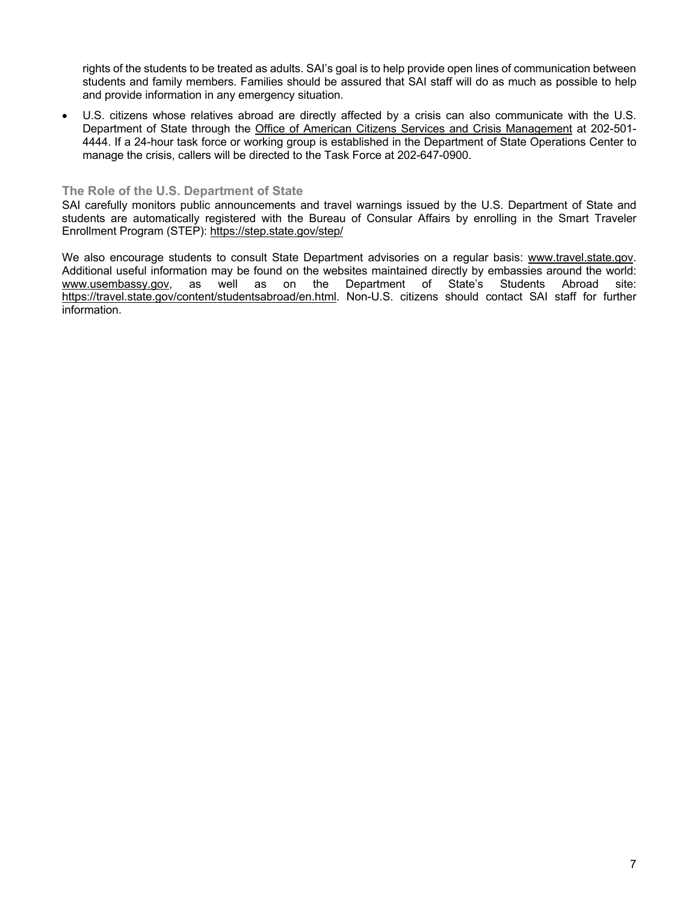rights of the students to be treated as adults. SAI's goal is to help provide open lines of communication between students and family members. Families should be assured that SAI staff will do as much as possible to help and provide information in any emergency situation.

- U.S. citizens whose relatives abroad are directly affected by a crisis can also communicate with the U.S. Department of State through the Office of American Citizens Services and Crisis Management at 202-501-4444. If a 24-hour task force or working group is established in the Department of State Operations Center to manage the crisis, callers will be directed to the Task Force at 202-647-0900.

### The Role of the U.S. Department of State

SAI carefully monitors public announcements and travel warnings issued by the U.S. Department of State and students are automatically registered with the Bureau of Consular Affairs by enrolling in the Smart Traveler Enrollment Program (STEP): https://step.state.gov/step/

We also encourage students to consult State Department advisories on a regular basis: www.travel.state.gov. Additional useful information may be found on the websites maintained directly by embassies around the world: www.usembassy.gov, as well as on the Department of State's Students Abroad site: https://travel.state.gov/content/studentsabroad/en.html. Non-U.S. citizens should contact SAI staff for further information.